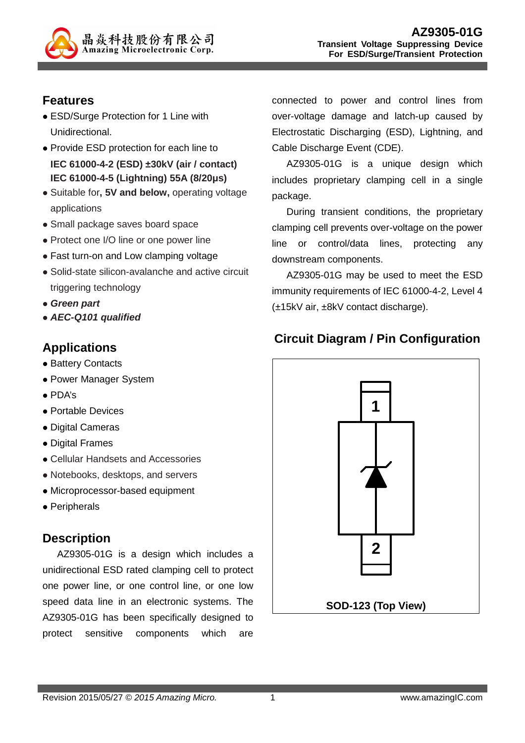# AZ9305-01G

**Transient Voltage Suppressing Device**
**For ESD/Surge/Transient Protection**

## Features

- ESD/Surge Protection for 1 Line with Unidirectional.
- Provide ESD protection for each line to
  **IEC 61000-4-2 (ESD) ±30kV (air / contact)**
  **IEC 61000-4-5 (Lightning) 55A (8/20μs)**
- Suitable for**, 5V and below,** operating voltage applications
- Small package saves board space
- Protect one I/O line or one power line
- Fast turn-on and Low clamping voltage
- Solid-state silicon-avalanche and active circuit triggering technology
- ***Green part***
- ***AEC-Q101 qualified***

## Applications

- Battery Contacts
- Power Manager System
- PDA's
- Portable Devices
- Digital Cameras
- Digital Frames
- Cellular Handsets and Accessories
- Notebooks, desktops, and servers
- Microprocessor-based equipment
- Peripherals

## Description

AZ9305-01G is a design which includes a unidirectional ESD rated clamping cell to protect one power line, or one control line, or one low speed data line in an electronic systems. The AZ9305-01G has been specifically designed to protect sensitive components which are connected to power and control lines from over-voltage damage and latch-up caused by Electrostatic Discharging (ESD), Lightning, and Cable Discharge Event (CDE).

AZ9305-01G is a unique design which includes proprietary clamping cell in a single package.

During transient conditions, the proprietary clamping cell prevents over-voltage on the power line or control/data lines, protecting any downstream components.

AZ9305-01G may be used to meet the ESD immunity requirements of IEC 61000-4-2, Level 4 (±15kV air, ±8kV contact discharge).

## Circuit Diagram / Pin Configuration

1

2

**SOD-123 (Top View)**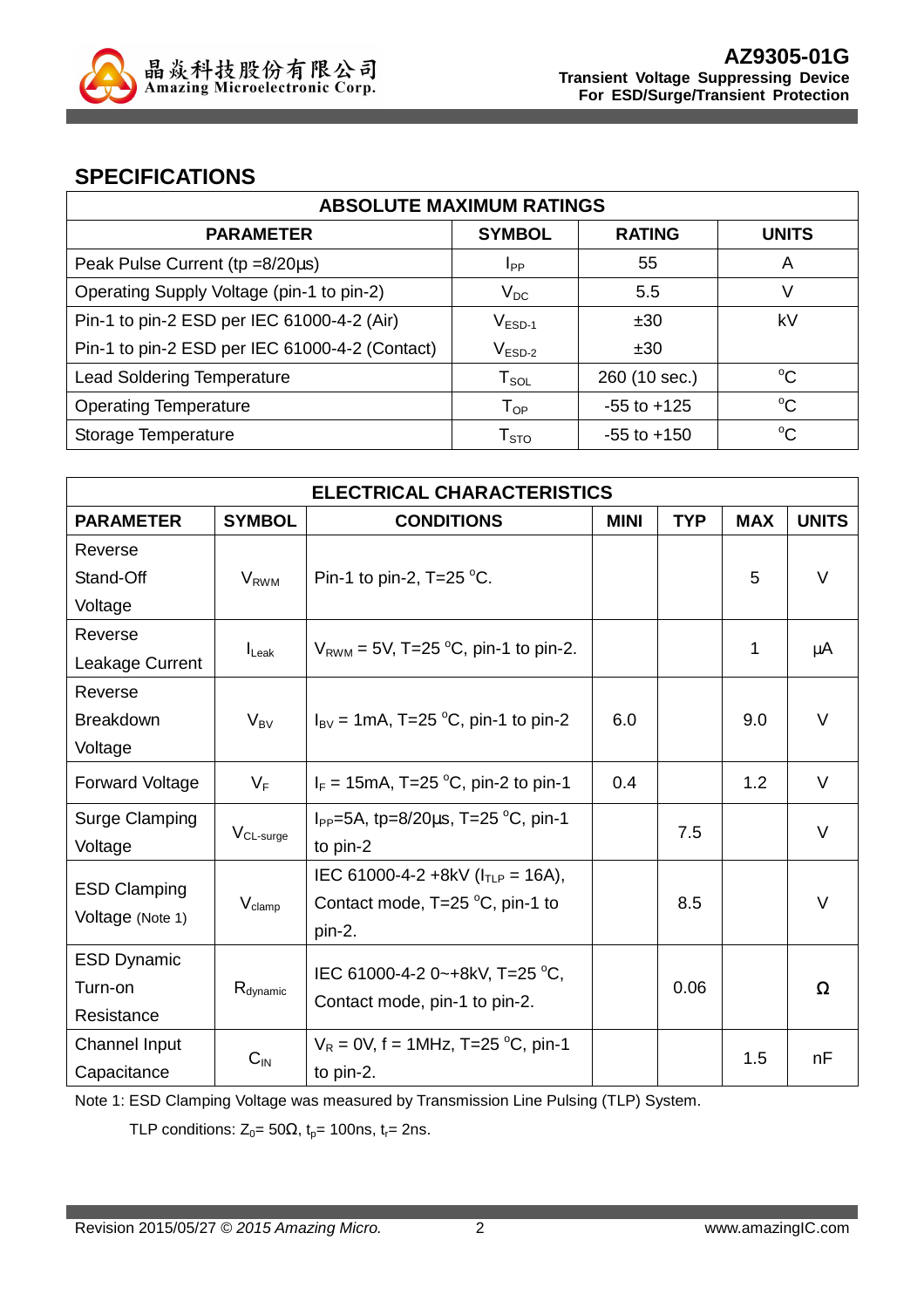## SPECIFICATIONS

| ABSOLUTE MAXIMUM RATINGS | | | |
|---|---|---|---|
| **PARAMETER** | **SYMBOL** | **RATING** | **UNITS** |
| Peak Pulse Current (tp =8/20µs) | $I_{PP}$ | 55 | A |
| Operating Supply Voltage (pin-1 to pin-2) | $V_{DC}$ | 5.5 | V |
| Pin-1 to pin-2 ESD per IEC 61000-4-2 (Air) | $V_{ESD-1}$ | ±30 | kV |
| Pin-1 to pin-2 ESD per IEC 61000-4-2 (Contact) | $V_{ESD-2}$ | ±30 | |
| Lead Soldering Temperature | $T_{SOL}$ | 260 (10 sec.) | °C |
| Operating Temperature | $T_{OP}$ | -55 to +125 | °C |
| Storage Temperature | $T_{STO}$ | -55 to +150 | °C |

| ELECTRICAL CHARACTERISTICS | | | | | | |
|---|---|---|---|---|---|---|
| **PARAMETER** | **SYMBOL** | **CONDITIONS** | **MINI** | **TYP** | **MAX** | **UNITS** |
| Reverse Stand-Off Voltage | $V_{RWM}$ | Pin-1 to pin-2, T=25 °C. | | | 5 | V |
| Reverse Leakage Current | $I_{Leak}$ | $V_{RWM}$ = 5V, T=25 °C, pin-1 to pin-2. | | | 1 | µA |
| Reverse Breakdown Voltage | $V_{BV}$ | $I_{BV}$ = 1mA, T=25 °C, pin-1 to pin-2 | 6.0 | | 9.0 | V |
| Forward Voltage | $V_F$ | $I_F$ = 15mA, T=25 °C, pin-2 to pin-1 | 0.4 | | 1.2 | V |
| Surge Clamping Voltage | $V_{CL-surge}$ | $I_{PP}$=5A, tp=8/20µs, T=25 °C, pin-1 to pin-2 | | 7.5 | | V |
| ESD Clamping Voltage (Note 1) | $V_{clamp}$ | IEC 61000-4-2 +8kV ($I_{TLP}$ = 16A), Contact mode, T=25 °C, pin-1 to pin-2. | | 8.5 | | V |
| ESD Dynamic Turn-on Resistance | $R_{dynamic}$ | IEC 61000-4-2 0~+8kV, T=25 °C, Contact mode, pin-1 to pin-2. | | 0.06 | | Ω |
| Channel Input Capacitance | $C_{IN}$ | $V_R$ = 0V, f = 1MHz, T=25 °C, pin-1 to pin-2. | | | 1.5 | nF |

Note 1: ESD Clamping Voltage was measured by Transmission Line Pulsing (TLP) System.

TLP conditions: $Z_0$= 50Ω, $t_p$= 100ns, $t_r$= 2ns.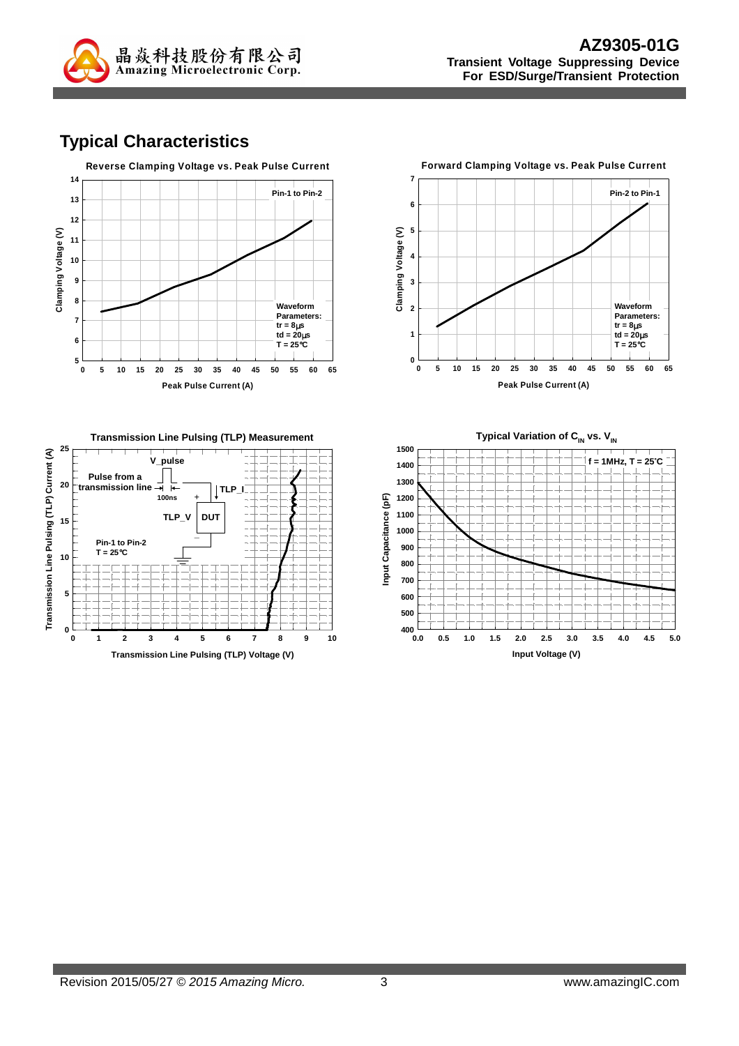## Typical Characteristics

**Reverse Clamping Voltage vs. Peak Pulse Current**

Pin-1 to Pin-2

Waveform Parameters:
tr = 8μs
td = 20μs
T = 25°C

Clamping Voltage (V)

Peak Pulse Current (A)

**Forward Clamping Voltage vs. Peak Pulse Current**

Pin-2 to Pin-1

Waveform Parameters:
tr = 8μs
td = 20μs
T = 25°C

Clamping Voltage (V)

Peak Pulse Current (A)

**Transmission Line Pulsing (TLP) Measurement**

V_pulse

Pulse from a transmission line

100ns

TLP_I

TLP_V

DUT

Pin-1 to Pin-2
T = 25°C

Transmission Line Pulsing (TLP) Current (A)

Transmission Line Pulsing (TLP) Voltage (V)

**Typical Variation of $C_{IN}$ vs. $V_{IN}$**

f = 1MHz, T = 25°C

Input Capacitance (pF)

Input Voltage (V)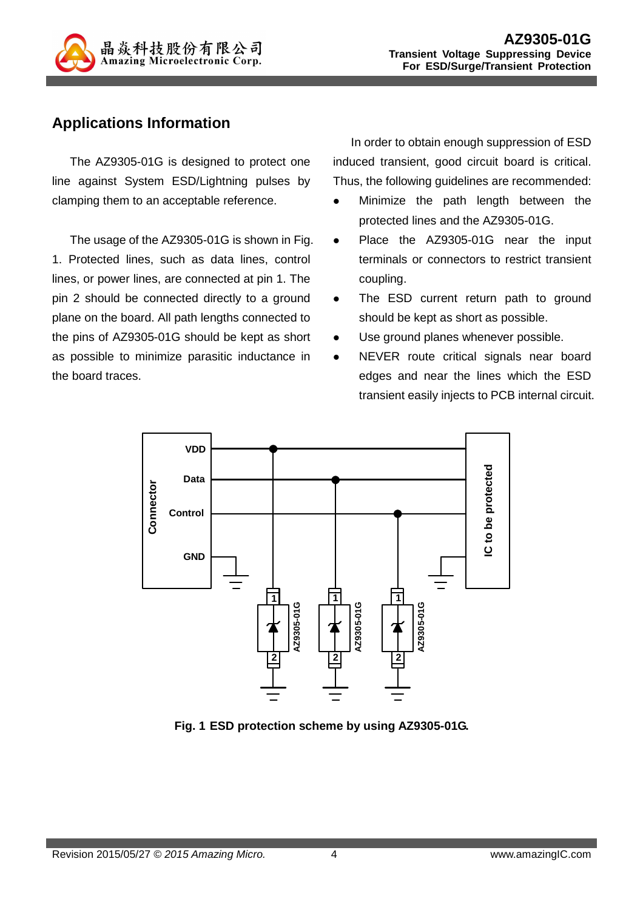## Applications Information

The AZ9305-01G is designed to protect one line against System ESD/Lightning pulses by clamping them to an acceptable reference.

The usage of the AZ9305-01G is shown in Fig. 1. Protected lines, such as data lines, control lines, or power lines, are connected at pin 1. The pin 2 should be connected directly to a ground plane on the board. All path lengths connected to the pins of AZ9305-01G should be kept as short as possible to minimize parasitic inductance in the board traces.

In order to obtain enough suppression of ESD induced transient, good circuit board is critical. Thus, the following guidelines are recommended:

- Minimize the path length between the protected lines and the AZ9305-01G.
- Place the AZ9305-01G near the input terminals or connectors to restrict transient coupling.
- The ESD current return path to ground should be kept as short as possible.
- Use ground planes whenever possible.
- NEVER route critical signals near board edges and near the lines which the ESD transient easily injects to PCB internal circuit.

**Fig. 1 ESD protection scheme by using AZ9305-01G.**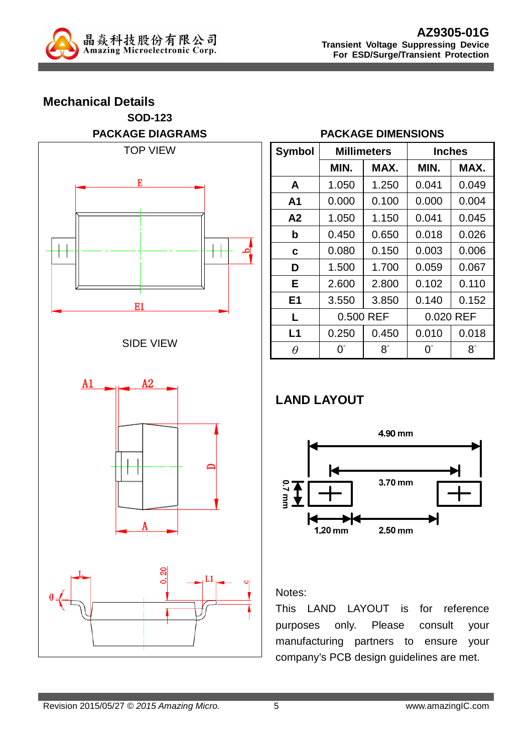## Mechanical Details

### SOD-123

**PACKAGE DIAGRAMS**

TOP VIEW

SIDE VIEW

**PACKAGE DIMENSIONS**

| Symbol | Millimeters | | Inches | |
|---|---|---|---|---|
| | MIN. | MAX. | MIN. | MAX. |
| A | 1.050 | 1.250 | 0.041 | 0.049 |
| A1 | 0.000 | 0.100 | 0.000 | 0.004 |
| A2 | 1.050 | 1.150 | 0.041 | 0.045 |
| b | 0.450 | 0.650 | 0.018 | 0.026 |
| c | 0.080 | 0.150 | 0.003 | 0.006 |
| D | 1.500 | 1.700 | 0.059 | 0.067 |
| E | 2.600 | 2.800 | 0.102 | 0.110 |
| E1 | 3.550 | 3.850 | 0.140 | 0.152 |
| L | 0.500 REF | | 0.020 REF | |
| L1 | 0.250 | 0.450 | 0.010 | 0.018 |
| $\theta$ | 0° | 8° | 0° | 8° |

## LAND LAYOUT

4.90 mm

3.70 mm

0.7 mm

1.20 mm

2.50 mm

Notes:

This LAND LAYOUT is for reference purposes only. Please consult your manufacturing partners to ensure your company's PCB design guidelines are met.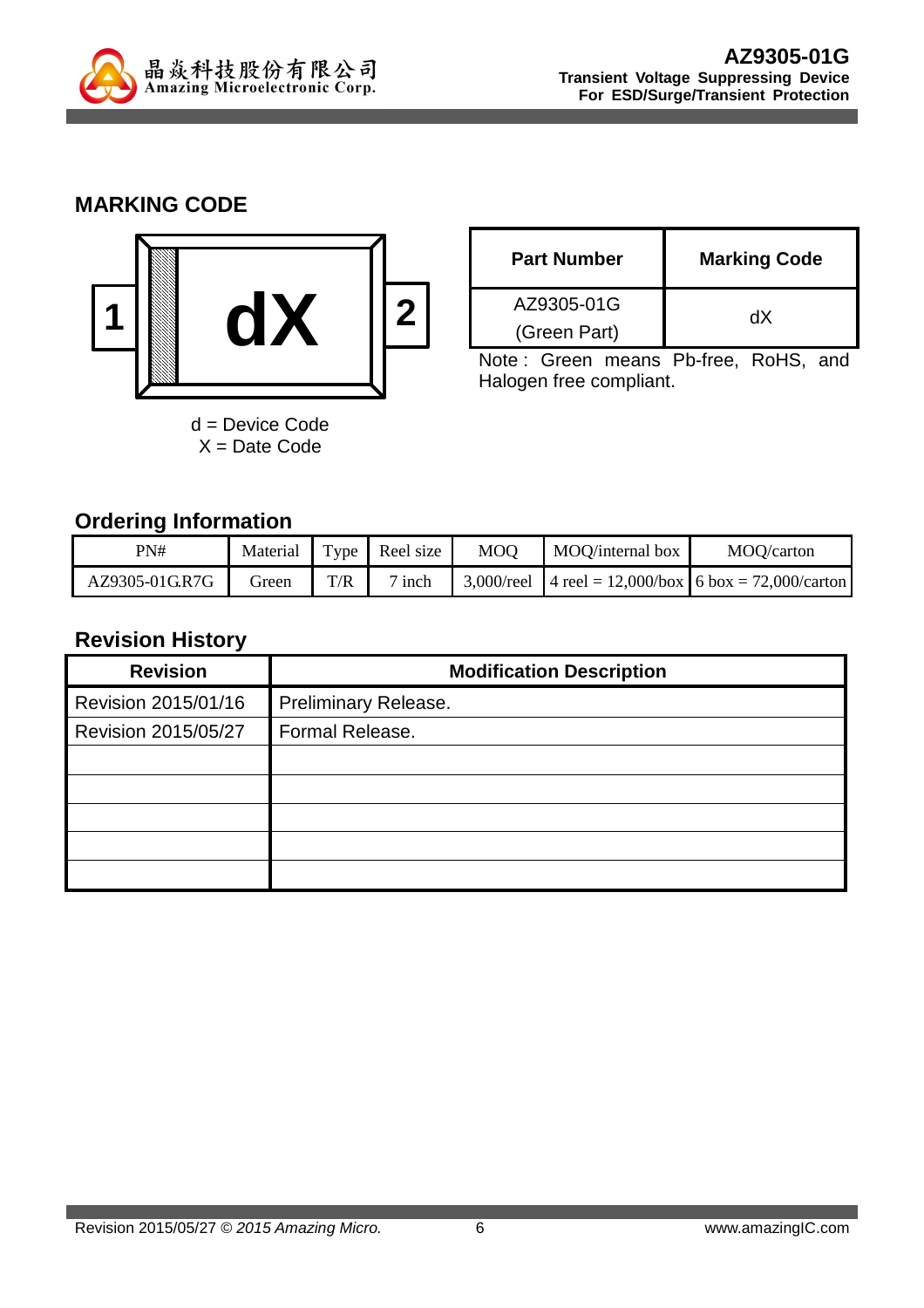## MARKING CODE

1 dX 2

d = Device Code
X = Date Code

| Part Number | Marking Code |
| --- | --- |
| AZ9305-01G (Green Part) | dX |

Note : Green means Pb-free, RoHS, and Halogen free compliant.

## Ordering Information

| PN# | Material | Type | Reel size | MOQ | MOQ/internal box | MOQ/carton |
| --- | --- | --- | --- | --- | --- | --- |
| AZ9305-01G.R7G | Green | T/R | 7 inch | 3,000/reel | 4 reel = 12,000/box | 6 box = 72,000/carton |

## Revision History

| Revision | Modification Description |
| --- | --- |
| Revision 2015/01/16 | Preliminary Release. |
| Revision 2015/05/27 | Formal Release. |
| | |
| | |
| | |
| | |
| | |